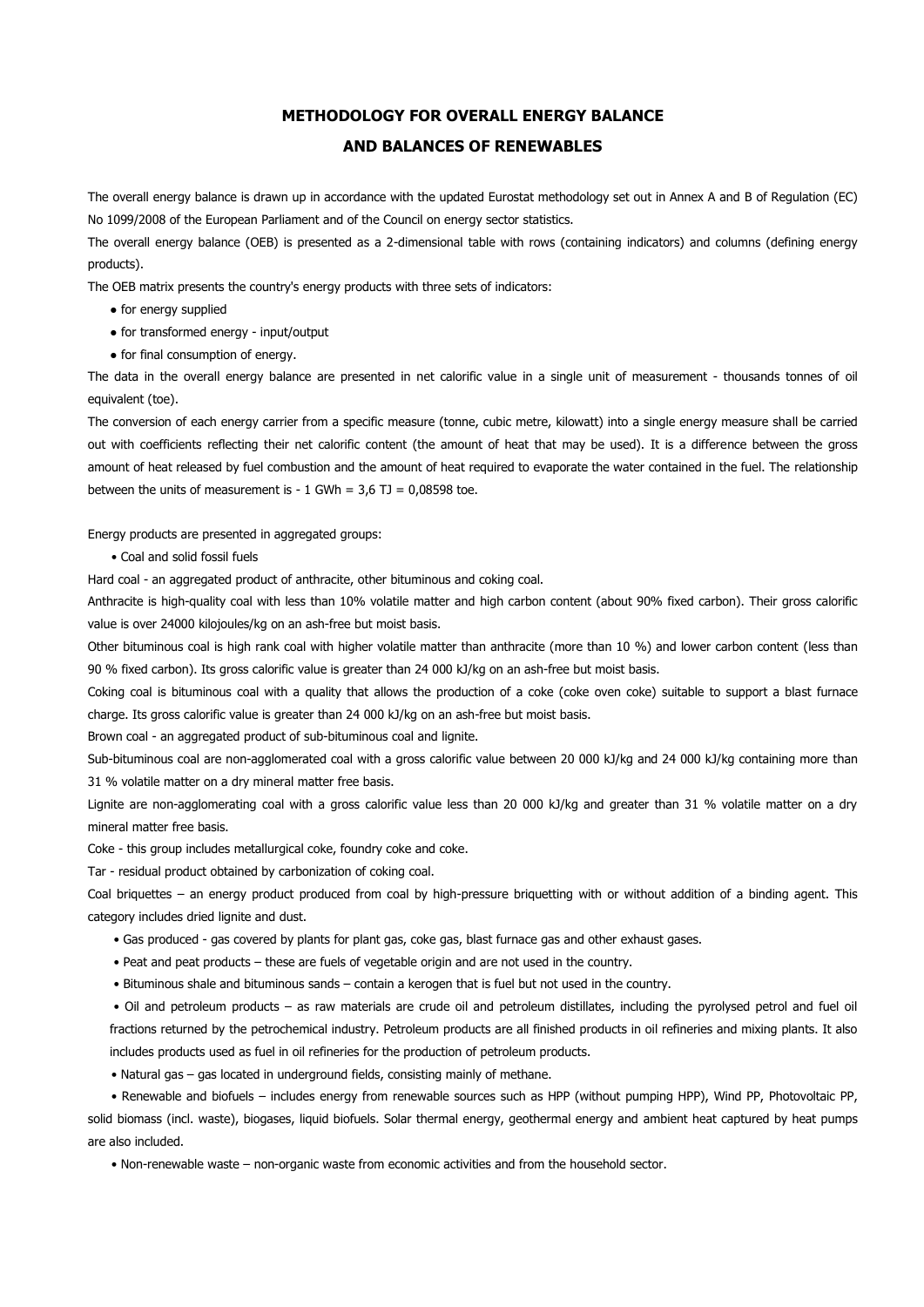# METHODOLOGY FOR OVERALL ENERGY BALANCE AND BALANCES OF RENEWABLES

The overall energy balance is drawn up in accordance with the updated Eurostat methodology set out in Annex A and B of Regulation (EC) No 1099/2008 of the European Parliament and of the Council on energy sector statistics.

The overall energy balance (OEB) is presented as a 2-dimensional table with rows (containing indicators) and columns (defining energy products).

The OEB matrix presents the country's energy products with three sets of indicators:

- for energy supplied
- for transformed energy - input/output
- for final consumption of energy.

The data in the overall energy balance are presented in net calorific value in a single unit of measurement - thousands tonnes of oil equivalent (toe).

The conversion of each energy carrier from a specific measure (tonne, cubic metre, kilowatt) into a single energy measure shall be carried out with coefficients reflecting their net calorific content (the amount of heat that may be used). It is a difference between the gross amount of heat released by fuel combustion and the amount of heat required to evaporate the water contained in the fuel. The relationship between the units of measurement is - 1 GWh = 3,6 TJ = 0,08598 toe.

Energy products are presented in aggregated groups:

- Coal and solid fossil fuels

Hard coal - an aggregated product of anthracite, other bituminous and coking coal.

Anthracite is high-quality coal with less than 10% volatile matter and high carbon content (about 90% fixed carbon). Their gross calorific value is over 24000 kilojoules/kg on an ash-free but moist basis.

Other bituminous coal is high rank coal with higher volatile matter than anthracite (more than 10 %) and lower carbon content (less than 90 % fixed carbon). Its gross calorific value is greater than 24 000 kJ/kg on an ash-free but moist basis.

Coking coal is bituminous coal with a quality that allows the production of a coke (coke oven coke) suitable to support a blast furnace charge. Its gross calorific value is greater than 24 000 kJ/kg on an ash-free but moist basis.

Brown coal - an aggregated product of sub-bituminous coal and lignite.

Sub-bituminous coal are non-agglomerated coal with a gross calorific value between 20 000 kJ/kg and 24 000 kJ/kg containing more than 31 % volatile matter on a dry mineral matter free basis.

Lignite are non-agglomerating coal with a gross calorific value less than 20 000 kJ/kg and greater than 31 % volatile matter on a dry mineral matter free basis.

Coke - this group includes metallurgical coke, foundry coke and coke.

Tar - residual product obtained by carbonization of coking coal.

Coal briquettes – an energy product produced from coal by high-pressure briquetting with or without addition of a binding agent. This category includes dried lignite and dust.

- Gas produced - gas covered by plants for plant gas, coke gas, blast furnace gas and other exhaust gases.
- Peat and peat products – these are fuels of vegetable origin and are not used in the country.
- Bituminous shale and bituminous sands – contain a kerogen that is fuel but not used in the country.
- Oil and petroleum products – as raw materials are crude oil and petroleum distillates, including the pyrolysed petrol and fuel oil fractions returned by the petrochemical industry. Petroleum products are all finished products in oil refineries and mixing plants. It also includes products used as fuel in oil refineries for the production of petroleum products.
- Natural gas – gas located in underground fields, consisting mainly of methane.
- Renewable and biofuels – includes energy from renewable sources such as HPP (without pumping HPP), Wind PP, Photovoltaic PP, solid biomass (incl. waste), biogases, liquid biofuels. Solar thermal energy, geothermal energy and ambient heat captured by heat pumps are also included.
- Non-renewable waste – non-organic waste from economic activities and from the household sector.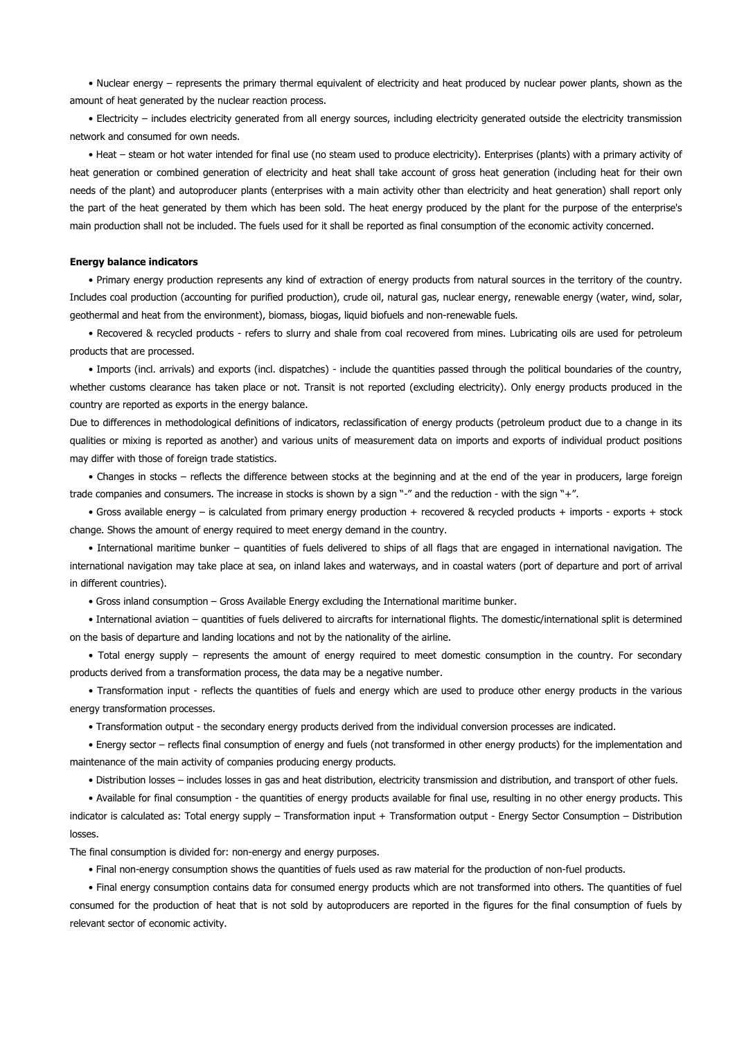• Nuclear energy – represents the primary thermal equivalent of electricity and heat produced by nuclear power plants, shown as the amount of heat generated by the nuclear reaction process.

• Electricity – includes electricity generated from all energy sources, including electricity generated outside the electricity transmission network and consumed for own needs.

• Heat – steam or hot water intended for final use (no steam used to produce electricity). Enterprises (plants) with a primary activity of heat generation or combined generation of electricity and heat shall take account of gross heat generation (including heat for their own needs of the plant) and autoproducer plants (enterprises with a main activity other than electricity and heat generation) shall report only the part of the heat generated by them which has been sold. The heat energy produced by the plant for the purpose of the enterprise's main production shall not be included. The fuels used for it shall be reported as final consumption of the economic activity concerned.

**Energy balance indicators**

• Primary energy production represents any kind of extraction of energy products from natural sources in the territory of the country. Includes coal production (accounting for purified production), crude oil, natural gas, nuclear energy, renewable energy (water, wind, solar, geothermal and heat from the environment), biomass, biogas, liquid biofuels and non-renewable fuels.

• Recovered & recycled products - refers to slurry and shale from coal recovered from mines. Lubricating oils are used for petroleum products that are processed.

• Imports (incl. arrivals) and exports (incl. dispatches) - include the quantities passed through the political boundaries of the country, whether customs clearance has taken place or not. Transit is not reported (excluding electricity). Only energy products produced in the country are reported as exports in the energy balance.

Due to differences in methodological definitions of indicators, reclassification of energy products (petroleum product due to a change in its qualities or mixing is reported as another) and various units of measurement data on imports and exports of individual product positions may differ with those of foreign trade statistics.

• Changes in stocks – reflects the difference between stocks at the beginning and at the end of the year in producers, large foreign trade companies and consumers. The increase in stocks is shown by a sign "-" and the reduction - with the sign "+".

• Gross available energy – is calculated from primary energy production + recovered & recycled products + imports - exports + stock change. Shows the amount of energy required to meet energy demand in the country.

• International maritime bunker – quantities of fuels delivered to ships of all flags that are engaged in international navigation. The international navigation may take place at sea, on inland lakes and waterways, and in coastal waters (port of departure and port of arrival in different countries).

• Gross inland consumption – Gross Available Energy excluding the International maritime bunker.

• International aviation – quantities of fuels delivered to aircrafts for international flights. The domestic/international split is determined on the basis of departure and landing locations and not by the nationality of the airline.

• Total energy supply – represents the amount of energy required to meet domestic consumption in the country. For secondary products derived from a transformation process, the data may be a negative number.

• Transformation input - reflects the quantities of fuels and energy which are used to produce other energy products in the various energy transformation processes.

• Transformation output - the secondary energy products derived from the individual conversion processes are indicated.

• Energy sector – reflects final consumption of energy and fuels (not transformed in other energy products) for the implementation and maintenance of the main activity of companies producing energy products.

• Distribution losses – includes losses in gas and heat distribution, electricity transmission and distribution, and transport of other fuels.

• Available for final consumption - the quantities of energy products available for final use, resulting in no other energy products. This indicator is calculated as: Total energy supply – Transformation input + Transformation output - Energy Sector Consumption – Distribution losses.

The final consumption is divided for: non-energy and energy purposes.

• Final non-energy consumption shows the quantities of fuels used as raw material for the production of non-fuel products.

• Final energy consumption contains data for consumed energy products which are not transformed into others. The quantities of fuel consumed for the production of heat that is not sold by autoproducers are reported in the figures for the final consumption of fuels by relevant sector of economic activity.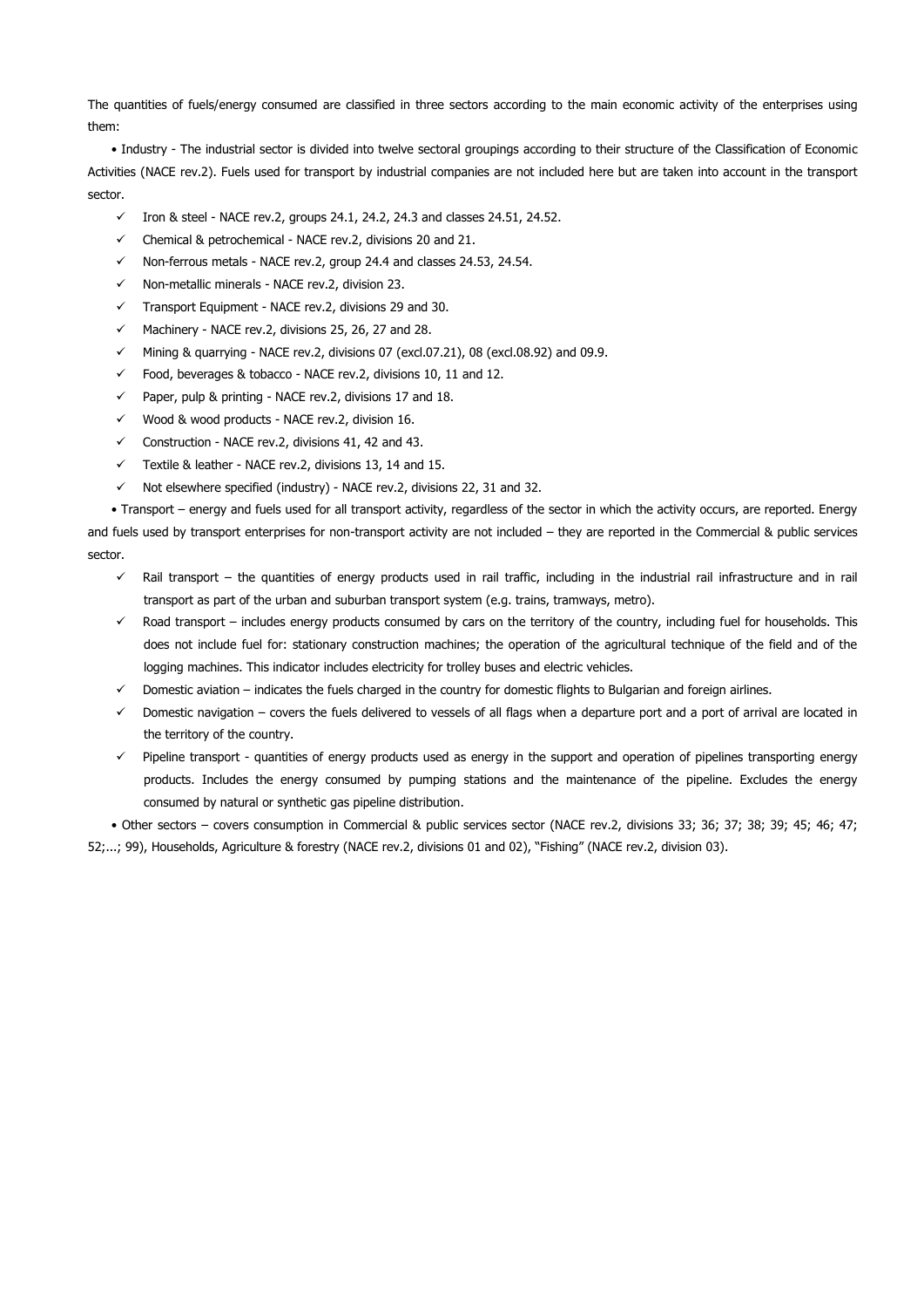The quantities of fuels/energy consumed are classified in three sectors according to the main economic activity of the enterprises using them:

• Industry - The industrial sector is divided into twelve sectoral groupings according to their structure of the Classification of Economic Activities (NACE rev.2). Fuels used for transport by industrial companies are not included here but are taken into account in the transport sector.

- ✓ Iron & steel - NACE rev.2, groups 24.1, 24.2, 24.3 and classes 24.51, 24.52.
- ✓ Chemical & petrochemical - NACE rev.2, divisions 20 and 21.
- ✓ Non-ferrous metals - NACE rev.2, group 24.4 and classes 24.53, 24.54.
- ✓ Non-metallic minerals - NACE rev.2, division 23.
- ✓ Transport Equipment - NACE rev.2, divisions 29 and 30.
- ✓ Machinery - NACE rev.2, divisions 25, 26, 27 and 28.
- ✓ Mining & quarrying - NACE rev.2, divisions 07 (excl.07.21), 08 (excl.08.92) and 09.9.
- ✓ Food, beverages & tobacco - NACE rev.2, divisions 10, 11 and 12.
- ✓ Paper, pulp & printing - NACE rev.2, divisions 17 and 18.
- ✓ Wood & wood products - NACE rev.2, division 16.
- ✓ Construction - NACE rev.2, divisions 41, 42 and 43.
- ✓ Textile & leather - NACE rev.2, divisions 13, 14 and 15.
- ✓ Not elsewhere specified (industry) - NACE rev.2, divisions 22, 31 and 32.

• Transport – energy and fuels used for all transport activity, regardless of the sector in which the activity occurs, are reported. Energy and fuels used by transport enterprises for non-transport activity are not included – they are reported in the Commercial & public services sector.

- ✓ Rail transport – the quantities of energy products used in rail traffic, including in the industrial rail infrastructure and in rail transport as part of the urban and suburban transport system (e.g. trains, tramways, metro).
- ✓ Road transport – includes energy products consumed by cars on the territory of the country, including fuel for households. This does not include fuel for: stationary construction machines; the operation of the agricultural technique of the field and of the logging machines. This indicator includes electricity for trolley buses and electric vehicles.
- ✓ Domestic aviation – indicates the fuels charged in the country for domestic flights to Bulgarian and foreign airlines.
- ✓ Domestic navigation – covers the fuels delivered to vessels of all flags when a departure port and a port of arrival are located in the territory of the country.
- ✓ Pipeline transport - quantities of energy products used as energy in the support and operation of pipelines transporting energy products. Includes the energy consumed by pumping stations and the maintenance of the pipeline. Excludes the energy consumed by natural or synthetic gas pipeline distribution.

• Other sectors – covers consumption in Commercial & public services sector (NACE rev.2, divisions 33; 36; 37; 38; 39; 45; 46; 47; 52;...; 99), Households, Agriculture & forestry (NACE rev.2, divisions 01 and 02), "Fishing" (NACE rev.2, division 03).